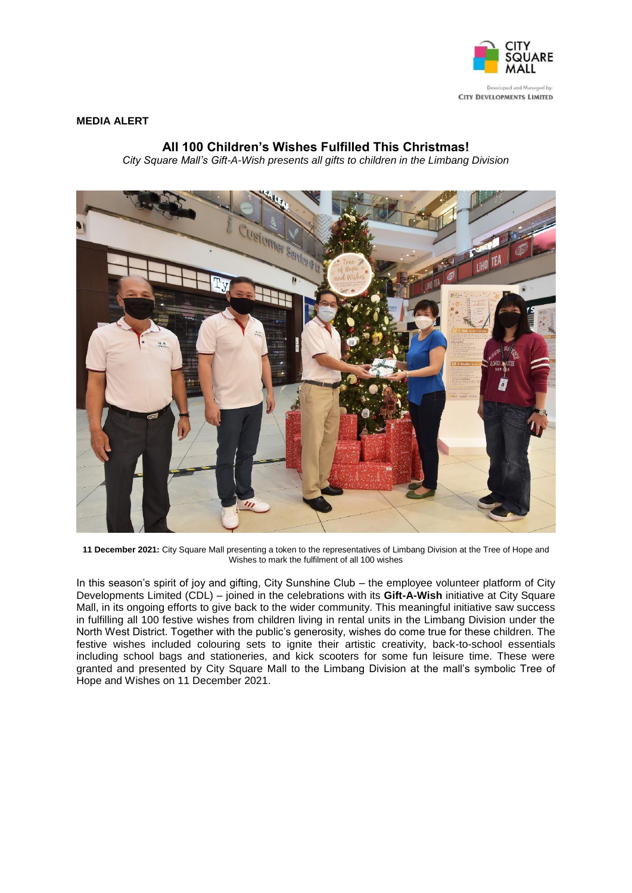**MEDIA ALERT**

## All 100 Children's Wishes Fulfilled This Christmas!

*City Square Mall's Gift-A-Wish presents all gifts to children in the Limbang Division*

**11 December 2021:** City Square Mall presenting a token to the representatives of Limbang Division at the Tree of Hope and Wishes to mark the fulfilment of all 100 wishes

In this season's spirit of joy and gifting, City Sunshine Club – the employee volunteer platform of City Developments Limited (CDL) – joined in the celebrations with its **Gift-A-Wish** initiative at City Square Mall, in its ongoing efforts to give back to the wider community. This meaningful initiative saw success in fulfilling all 100 festive wishes from children living in rental units in the Limbang Division under the North West District. Together with the public's generosity, wishes do come true for these children. The festive wishes included colouring sets to ignite their artistic creativity, back-to-school essentials including school bags and stationeries, and kick scooters for some fun leisure time. These were granted and presented by City Square Mall to the Limbang Division at the mall's symbolic Tree of Hope and Wishes on 11 December 2021.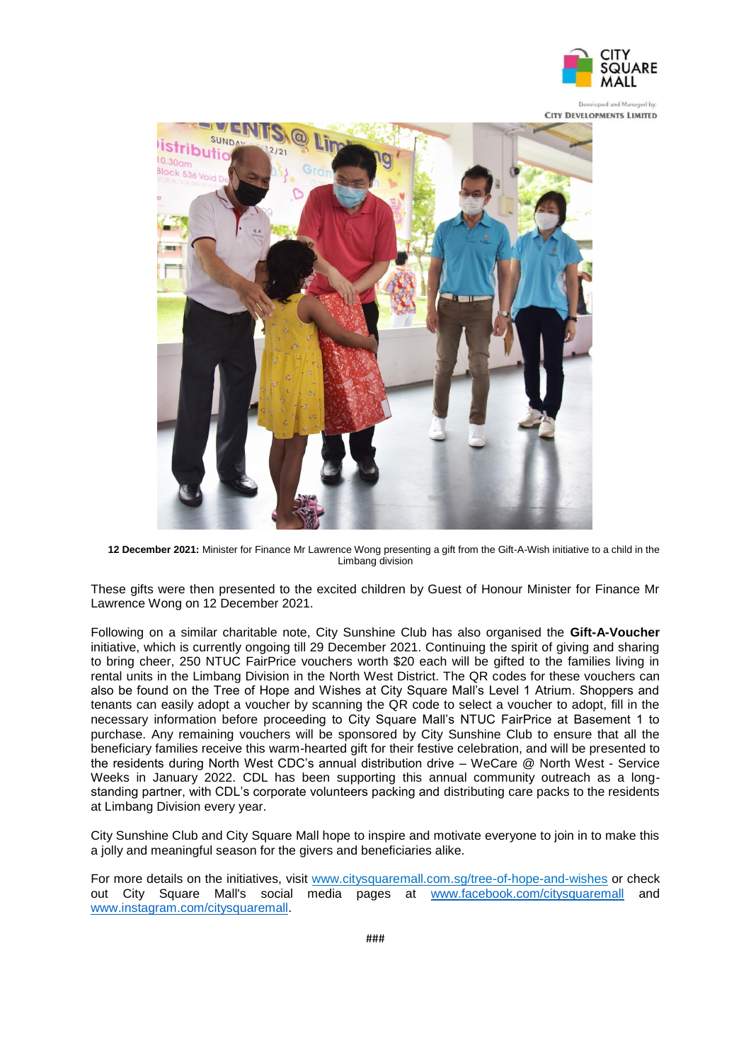**12 December 2021:** Minister for Finance Mr Lawrence Wong presenting a gift from the Gift-A-Wish initiative to a child in the Limbang division

These gifts were then presented to the excited children by Guest of Honour Minister for Finance Mr Lawrence Wong on 12 December 2021.

Following on a similar charitable note, City Sunshine Club has also organised the **Gift-A-Voucher** initiative, which is currently ongoing till 29 December 2021. Continuing the spirit of giving and sharing to bring cheer, 250 NTUC FairPrice vouchers worth $20 each will be gifted to the families living in rental units in the Limbang Division in the North West District. The QR codes for these vouchers can also be found on the Tree of Hope and Wishes at City Square Mall's Level 1 Atrium. Shoppers and tenants can easily adopt a voucher by scanning the QR code to select a voucher to adopt, fill in the necessary information before proceeding to City Square Mall's NTUC FairPrice at Basement 1 to purchase. Any remaining vouchers will be sponsored by City Sunshine Club to ensure that all the beneficiary families receive this warm-hearted gift for their festive celebration, and will be presented to the residents during North West CDC's annual distribution drive – WeCare @ North West - Service Weeks in January 2022. CDL has been supporting this annual community outreach as a long-standing partner, with CDL's corporate volunteers packing and distributing care packs to the residents at Limbang Division every year.

City Sunshine Club and City Square Mall hope to inspire and motivate everyone to join in to make this a jolly and meaningful season for the givers and beneficiaries alike.

For more details on the initiatives, visit www.citysquaremall.com.sg/tree-of-hope-and-wishes or check out City Square Mall's social media pages at www.facebook.com/citysquaremall and www.instagram.com/citysquaremall.

###